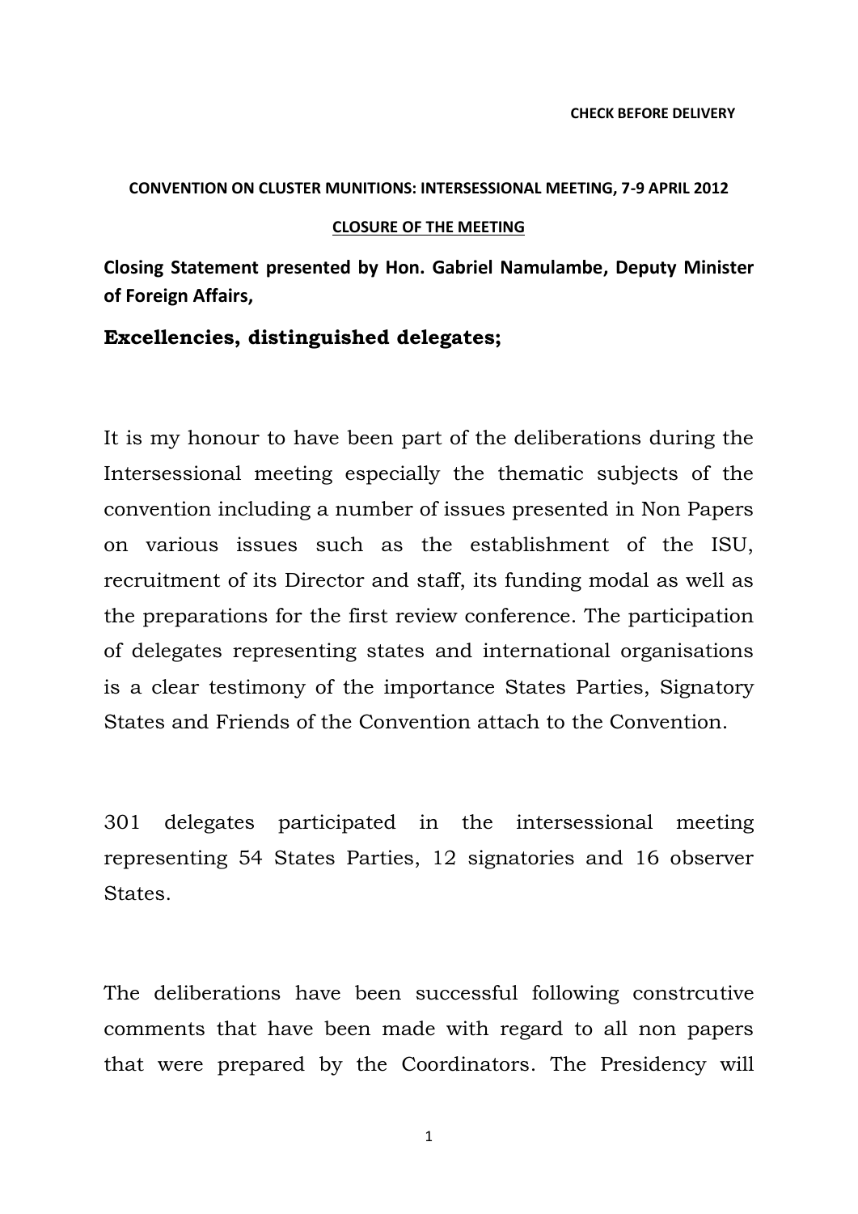**CHECK BEFORE DELIVERY**

**CONVENTION ON CLUSTER MUNITIONS: INTERSESSIONAL MEETING, 7-9 APRIL 2012**

**CLOSURE OF THE MEETING**

**Closing Statement presented by Hon. Gabriel Namulambe, Deputy Minister of Foreign Affairs,**

**Excellencies, distinguished delegates;**

It is my honour to have been part of the deliberations during the Intersessional meeting especially the thematic subjects of the convention including a number of issues presented in Non Papers on various issues such as the establishment of the ISU, recruitment of its Director and staff, its funding modal as well as the preparations for the first review conference. The participation of delegates representing states and international organisations is a clear testimony of the importance States Parties, Signatory States and Friends of the Convention attach to the Convention.

301 delegates participated in the intersessional meeting representing 54 States Parties, 12 signatories and 16 observer States.

The deliberations have been successful following constrcutive comments that have been made with regard to all non papers that were prepared by the Coordinators. The Presidency will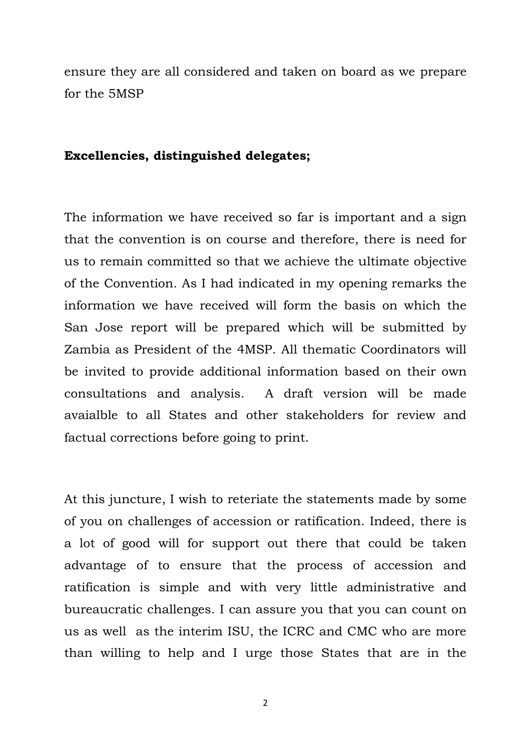ensure they are all considered and taken on board as we prepare for the 5MSP

**Excellencies, distinguished delegates;**

The information we have received so far is important and a sign that the convention is on course and therefore, there is need for us to remain committed so that we achieve the ultimate objective of the Convention. As I had indicated in my opening remarks the information we have received will form the basis on which the San Jose report will be prepared which will be submitted by Zambia as President of the 4MSP. All thematic Coordinators will be invited to provide additional information based on their own consultations and analysis. A draft version will be made avaialble to all States and other stakeholders for review and factual corrections before going to print.

At this juncture, I wish to reteriate the statements made by some of you on challenges of accession or ratification. Indeed, there is a lot of good will for support out there that could be taken advantage of to ensure that the process of accession and ratification is simple and with very little administrative and bureaucratic challenges. I can assure you that you can count on us as well as the interim ISU, the ICRC and CMC who are more than willing to help and I urge those States that are in the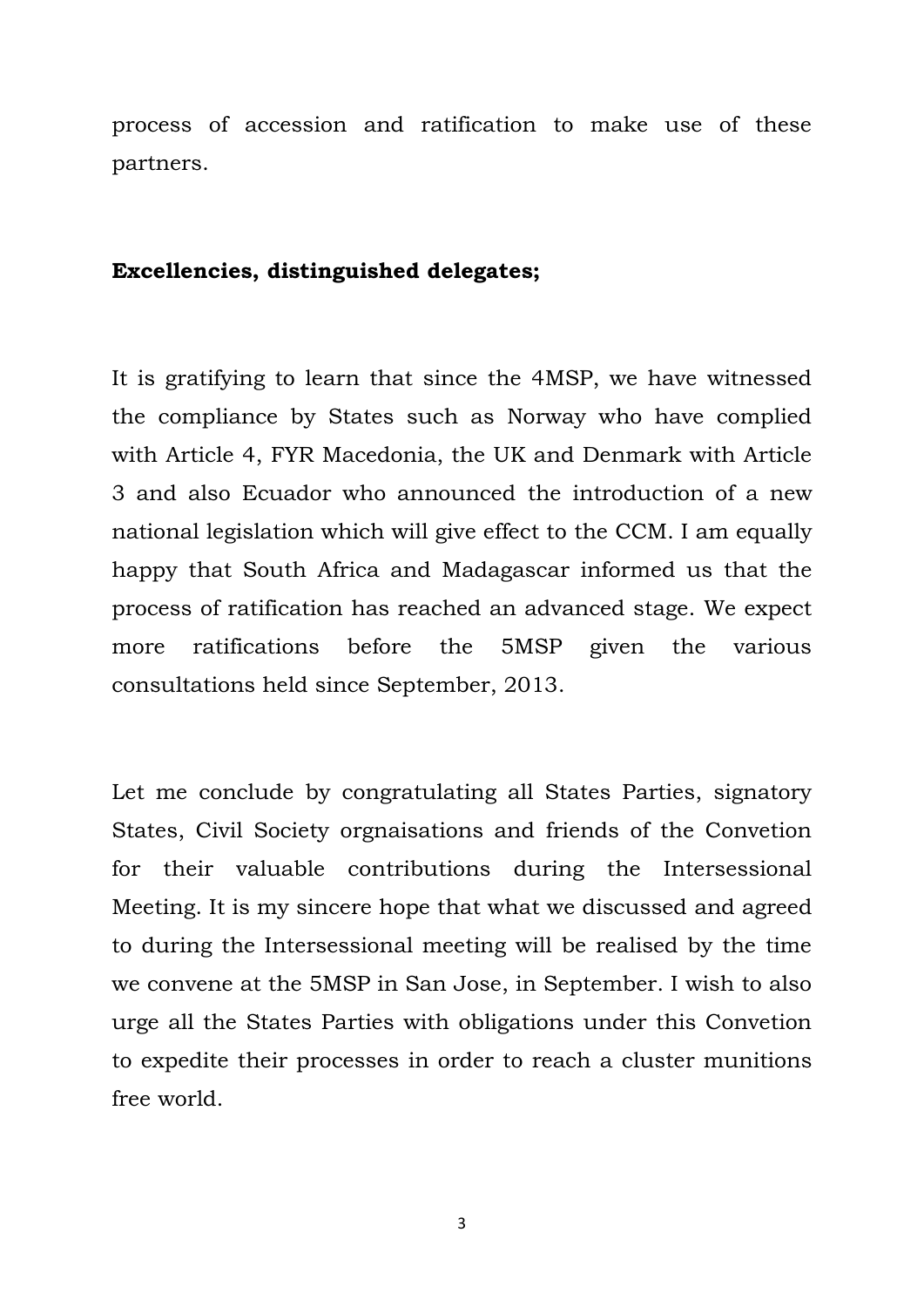process of accession and ratification to make use of these partners.

**Excellencies, distinguished delegates;**

It is gratifying to learn that since the 4MSP, we have witnessed the compliance by States such as Norway who have complied with Article 4, FYR Macedonia, the UK and Denmark with Article 3 and also Ecuador who announced the introduction of a new national legislation which will give effect to the CCM. I am equally happy that South Africa and Madagascar informed us that the process of ratification has reached an advanced stage. We expect more ratifications before the 5MSP given the various consultations held since September, 2013.

Let me conclude by congratulating all States Parties, signatory States, Civil Society orgnaisations and friends of the Convetion for their valuable contributions during the Intersessional Meeting. It is my sincere hope that what we discussed and agreed to during the Intersessional meeting will be realised by the time we convene at the 5MSP in San Jose, in September. I wish to also urge all the States Parties with obligations under this Convetion to expedite their processes in order to reach a cluster munitions free world.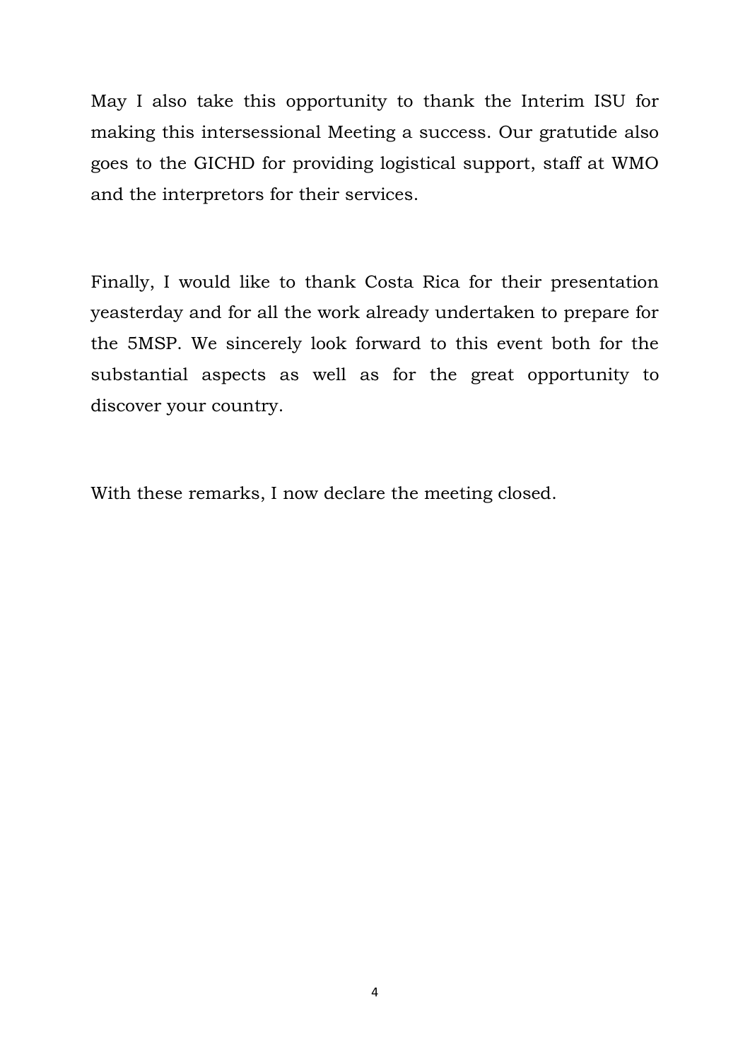May I also take this opportunity to thank the Interim ISU for making this intersessional Meeting a success. Our gratutide also goes to the GICHD for providing logistical support, staff at WMO and the interpretors for their services.

Finally, I would like to thank Costa Rica for their presentation yeasterday and for all the work already undertaken to prepare for the 5MSP. We sincerely look forward to this event both for the substantial aspects as well as for the great opportunity to discover your country.

With these remarks, I now declare the meeting closed.